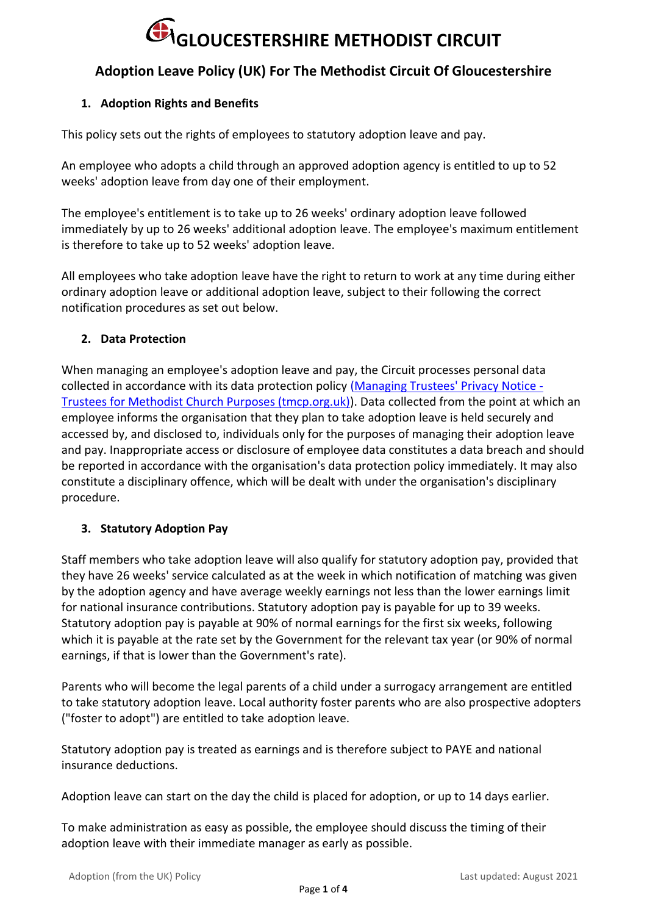# GLOUCESTERSHIRE METHODIST CIRCUIT

## Adoption Leave Policy (UK) For The Methodist Circuit Of Gloucestershire

### 1. Adoption Rights and Benefits

This policy sets out the rights of employees to statutory adoption leave and pay.

An employee who adopts a child through an approved adoption agency is entitled to up to 52 weeks' adoption leave from day one of their employment.

The employee's entitlement is to take up to 26 weeks' ordinary adoption leave followed immediately by up to 26 weeks' additional adoption leave. The employee's maximum entitlement is therefore to take up to 52 weeks' adoption leave.

All employees who take adoption leave have the right to return to work at any time during either ordinary adoption leave or additional adoption leave, subject to their following the correct notification procedures as set out below.

### 2. Data Protection

When managing an employee's adoption leave and pay, the Circuit processes personal data collected in accordance with its data protection policy (Managing Trustees' Privacy Notice - Trustees for Methodist Church Purposes (tmcp.org.uk)). Data collected from the point at which an employee informs the organisation that they plan to take adoption leave is held securely and accessed by, and disclosed to, individuals only for the purposes of managing their adoption leave and pay. Inappropriate access or disclosure of employee data constitutes a data breach and should be reported in accordance with the organisation's data protection policy immediately. It may also constitute a disciplinary offence, which will be dealt with under the organisation's disciplinary procedure.

### 3. Statutory Adoption Pay

Staff members who take adoption leave will also qualify for statutory adoption pay, provided that they have 26 weeks' service calculated as at the week in which notification of matching was given by the adoption agency and have average weekly earnings not less than the lower earnings limit for national insurance contributions. Statutory adoption pay is payable for up to 39 weeks. Statutory adoption pay is payable at 90% of normal earnings for the first six weeks, following which it is payable at the rate set by the Government for the relevant tax year (or 90% of normal earnings, if that is lower than the Government's rate).

Parents who will become the legal parents of a child under a surrogacy arrangement are entitled to take statutory adoption leave. Local authority foster parents who are also prospective adopters ("foster to adopt") are entitled to take adoption leave.

Statutory adoption pay is treated as earnings and is therefore subject to PAYE and national insurance deductions.

Adoption leave can start on the day the child is placed for adoption, or up to 14 days earlier.

To make administration as easy as possible, the employee should discuss the timing of their adoption leave with their immediate manager as early as possible.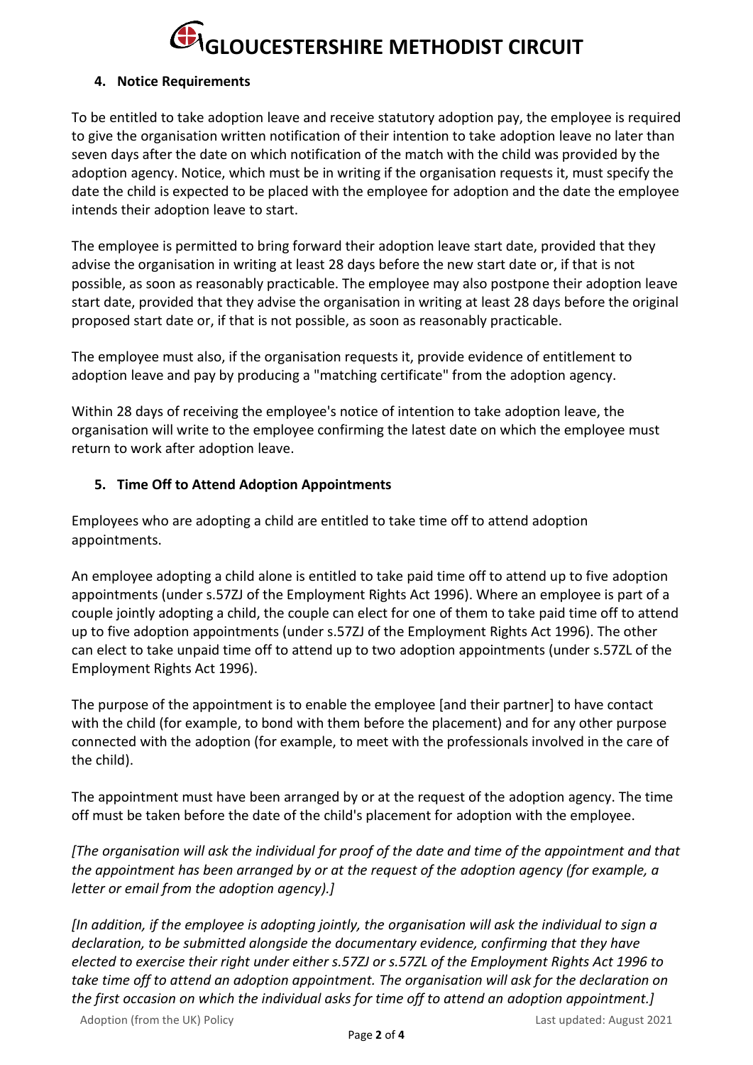### 4. Notice Requirements

To be entitled to take adoption leave and receive statutory adoption pay, the employee is required to give the organisation written notification of their intention to take adoption leave no later than seven days after the date on which notification of the match with the child was provided by the adoption agency. Notice, which must be in writing if the organisation requests it, must specify the date the child is expected to be placed with the employee for adoption and the date the employee intends their adoption leave to start.

The employee is permitted to bring forward their adoption leave start date, provided that they advise the organisation in writing at least 28 days before the new start date or, if that is not possible, as soon as reasonably practicable. The employee may also postpone their adoption leave start date, provided that they advise the organisation in writing at least 28 days before the original proposed start date or, if that is not possible, as soon as reasonably practicable.

The employee must also, if the organisation requests it, provide evidence of entitlement to adoption leave and pay by producing a "matching certificate" from the adoption agency.

Within 28 days of receiving the employee's notice of intention to take adoption leave, the organisation will write to the employee confirming the latest date on which the employee must return to work after adoption leave.

### 5. Time Off to Attend Adoption Appointments

Employees who are adopting a child are entitled to take time off to attend adoption appointments.

An employee adopting a child alone is entitled to take paid time off to attend up to five adoption appointments (under s.57ZJ of the Employment Rights Act 1996). Where an employee is part of a couple jointly adopting a child, the couple can elect for one of them to take paid time off to attend up to five adoption appointments (under s.57ZJ of the Employment Rights Act 1996). The other can elect to take unpaid time off to attend up to two adoption appointments (under s.57ZL of the Employment Rights Act 1996).

The purpose of the appointment is to enable the employee [and their partner] to have contact with the child (for example, to bond with them before the placement) and for any other purpose connected with the adoption (for example, to meet with the professionals involved in the care of the child).

The appointment must have been arranged by or at the request of the adoption agency. The time off must be taken before the date of the child's placement for adoption with the employee.

*[The organisation will ask the individual for proof of the date and time of the appointment and that the appointment has been arranged by or at the request of the adoption agency (for example, a letter or email from the adoption agency).]*

*[In addition, if the employee is adopting jointly, the organisation will ask the individual to sign a declaration, to be submitted alongside the documentary evidence, confirming that they have elected to exercise their right under either s.57ZJ or s.57ZL of the Employment Rights Act 1996 to take time off to attend an adoption appointment. The organisation will ask for the declaration on the first occasion on which the individual asks for time off to attend an adoption appointment.]*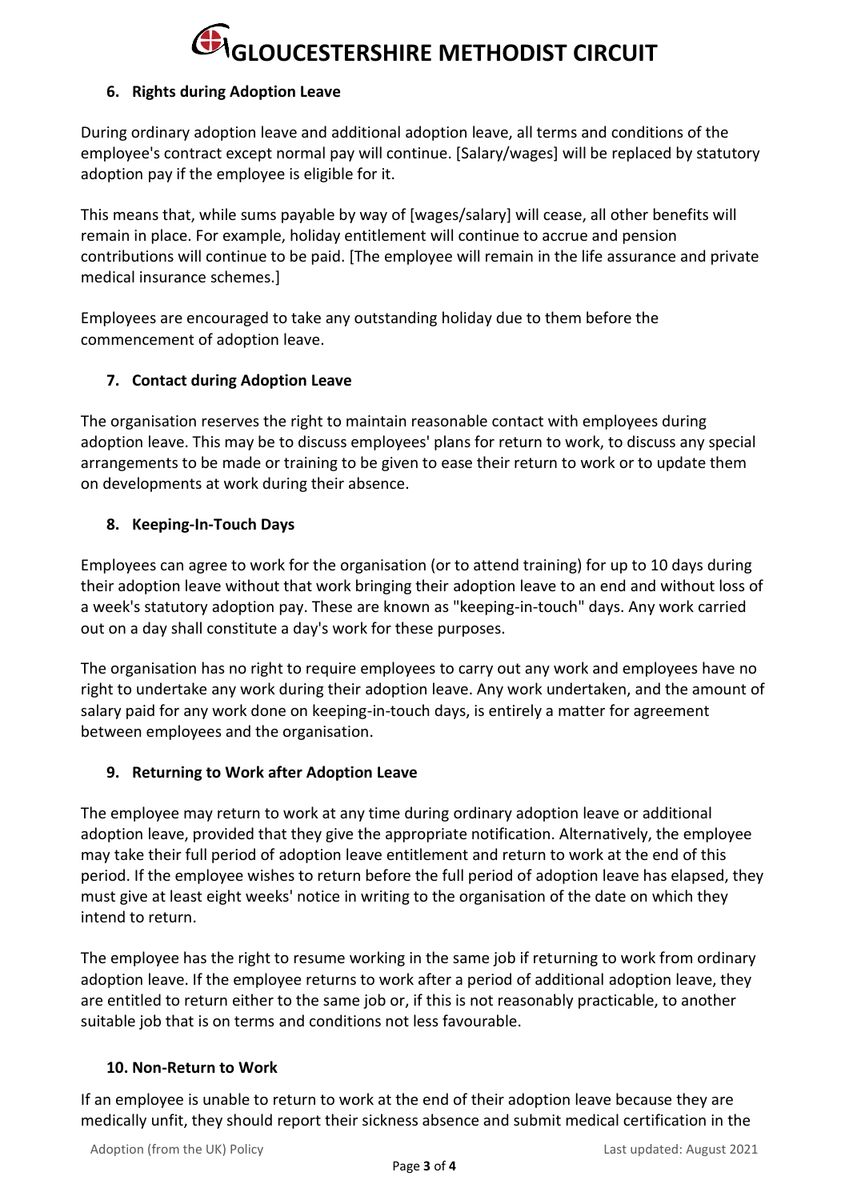### 6. Rights during Adoption Leave

During ordinary adoption leave and additional adoption leave, all terms and conditions of the employee's contract except normal pay will continue. [Salary/wages] will be replaced by statutory adoption pay if the employee is eligible for it.

This means that, while sums payable by way of [wages/salary] will cease, all other benefits will remain in place. For example, holiday entitlement will continue to accrue and pension contributions will continue to be paid. [The employee will remain in the life assurance and private medical insurance schemes.]

Employees are encouraged to take any outstanding holiday due to them before the commencement of adoption leave.

### 7. Contact during Adoption Leave

The organisation reserves the right to maintain reasonable contact with employees during adoption leave. This may be to discuss employees' plans for return to work, to discuss any special arrangements to be made or training to be given to ease their return to work or to update them on developments at work during their absence.

### 8. Keeping-In-Touch Days

Employees can agree to work for the organisation (or to attend training) for up to 10 days during their adoption leave without that work bringing their adoption leave to an end and without loss of a week's statutory adoption pay. These are known as "keeping-in-touch" days. Any work carried out on a day shall constitute a day's work for these purposes.

The organisation has no right to require employees to carry out any work and employees have no right to undertake any work during their adoption leave. Any work undertaken, and the amount of salary paid for any work done on keeping-in-touch days, is entirely a matter for agreement between employees and the organisation.

### 9. Returning to Work after Adoption Leave

The employee may return to work at any time during ordinary adoption leave or additional adoption leave, provided that they give the appropriate notification. Alternatively, the employee may take their full period of adoption leave entitlement and return to work at the end of this period. If the employee wishes to return before the full period of adoption leave has elapsed, they must give at least eight weeks' notice in writing to the organisation of the date on which they intend to return.

The employee has the right to resume working in the same job if returning to work from ordinary adoption leave. If the employee returns to work after a period of additional adoption leave, they are entitled to return either to the same job or, if this is not reasonably practicable, to another suitable job that is on terms and conditions not less favourable.

### 10. Non-Return to Work

If an employee is unable to return to work at the end of their adoption leave because they are medically unfit, they should report their sickness absence and submit medical certification in the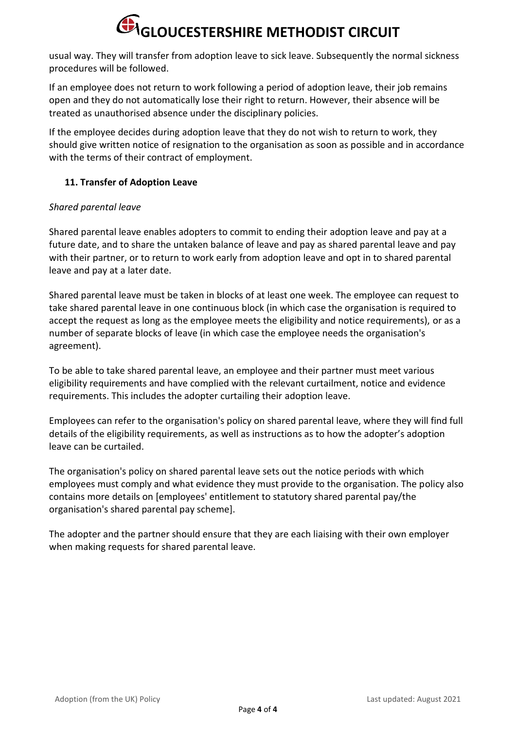usual way. They will transfer from adoption leave to sick leave. Subsequently the normal sickness procedures will be followed.

If an employee does not return to work following a period of adoption leave, their job remains open and they do not automatically lose their right to return. However, their absence will be treated as unauthorised absence under the disciplinary policies.

If the employee decides during adoption leave that they do not wish to return to work, they should give written notice of resignation to the organisation as soon as possible and in accordance with the terms of their contract of employment.

### 11. Transfer of Adoption Leave

*Shared parental leave*

Shared parental leave enables adopters to commit to ending their adoption leave and pay at a future date, and to share the untaken balance of leave and pay as shared parental leave and pay with their partner, or to return to work early from adoption leave and opt in to shared parental leave and pay at a later date.

Shared parental leave must be taken in blocks of at least one week. The employee can request to take shared parental leave in one continuous block (in which case the organisation is required to accept the request as long as the employee meets the eligibility and notice requirements), or as a number of separate blocks of leave (in which case the employee needs the organisation's agreement).

To be able to take shared parental leave, an employee and their partner must meet various eligibility requirements and have complied with the relevant curtailment, notice and evidence requirements. This includes the adopter curtailing their adoption leave.

Employees can refer to the organisation's policy on shared parental leave, where they will find full details of the eligibility requirements, as well as instructions as to how the adopter's adoption leave can be curtailed.

The organisation's policy on shared parental leave sets out the notice periods with which employees must comply and what evidence they must provide to the organisation. The policy also contains more details on [employees' entitlement to statutory shared parental pay/the organisation's shared parental pay scheme].

The adopter and the partner should ensure that they are each liaising with their own employer when making requests for shared parental leave.